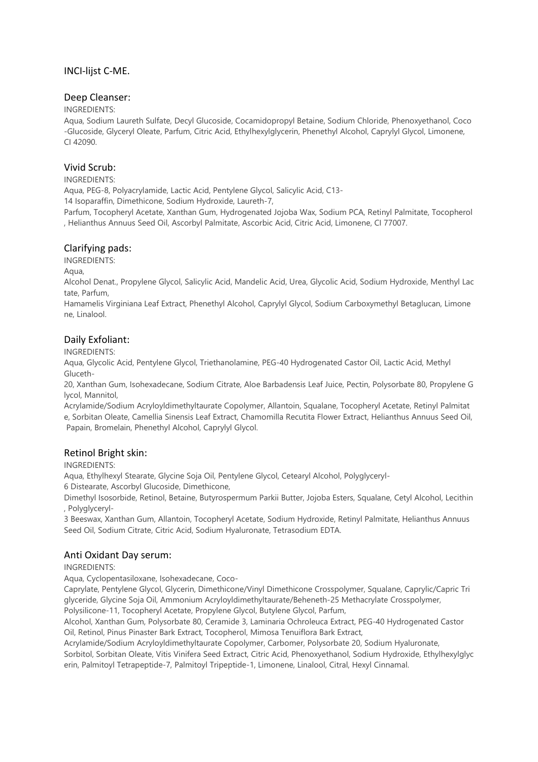# INCI-lijst C-ME.

## Deep Cleanser:

INGREDIENTS:

Aqua, Sodium Laureth Sulfate, Decyl Glucoside, Cocamidopropyl Betaine, Sodium Chloride, Phenoxyethanol, Coco-Glucoside, Glyceryl Oleate, Parfum, Citric Acid, Ethylhexylglycerin, Phenethyl Alcohol, Caprylyl Glycol, Limonene, CI 42090.

## Vivid Scrub:

INGREDIENTS:

Aqua, PEG-8, Polyacrylamide, Lactic Acid, Pentylene Glycol, Salicylic Acid, C13-14 Isoparaffin, Dimethicone, Sodium Hydroxide, Laureth-7, Parfum, Tocopheryl Acetate, Xanthan Gum, Hydrogenated Jojoba Wax, Sodium PCA, Retinyl Palmitate, Tocopherol, Helianthus Annuus Seed Oil, Ascorbyl Palmitate, Ascorbic Acid, Citric Acid, Limonene, CI 77007.

## Clarifying pads:

INGREDIENTS:

Aqua, Alcohol Denat., Propylene Glycol, Salicylic Acid, Mandelic Acid, Urea, Glycolic Acid, Sodium Hydroxide, Menthyl Lactate, Parfum, Hamamelis Virginiana Leaf Extract, Phenethyl Alcohol, Caprylyl Glycol, Sodium Carboxymethyl Betaglucan, Limonene, Linalool.

## Daily Exfoliant:

INGREDIENTS:

Aqua, Glycolic Acid, Pentylene Glycol, Triethanolamine, PEG-40 Hydrogenated Castor Oil, Lactic Acid, Methyl Gluceth-20, Xanthan Gum, Isohexadecane, Sodium Citrate, Aloe Barbadensis Leaf Juice, Pectin, Polysorbate 80, Propylene Glycol, Mannitol, Acrylamide/Sodium Acryloyldimethyltaurate Copolymer, Allantoin, Squalane, Tocopheryl Acetate, Retinyl Palmitate, Sorbitan Oleate, Camellia Sinensis Leaf Extract, Chamomilla Recutita Flower Extract, Helianthus Annuus Seed Oil, Papain, Bromelain, Phenethyl Alcohol, Caprylyl Glycol.

## Retinol Bright skin:

INGREDIENTS:

Aqua, Ethylhexyl Stearate, Glycine Soja Oil, Pentylene Glycol, Cetearyl Alcohol, Polyglyceryl-6 Distearate, Ascorbyl Glucoside, Dimethicone, Dimethyl Isosorbide, Retinol, Betaine, Butyrospermum Parkii Butter, Jojoba Esters, Squalane, Cetyl Alcohol, Lecithin, Polyglyceryl-3 Beeswax, Xanthan Gum, Allantoin, Tocopheryl Acetate, Sodium Hydroxide, Retinyl Palmitate, Helianthus Annuus Seed Oil, Sodium Citrate, Citric Acid, Sodium Hyaluronate, Tetrasodium EDTA.

## Anti Oxidant Day serum:

INGREDIENTS:

Aqua, Cyclopentasiloxane, Isohexadecane, Coco-Caprylate, Pentylene Glycol, Glycerin, Dimethicone/Vinyl Dimethicone Crosspolymer, Squalane, Caprylic/Capric Triglyceride, Glycine Soja Oil, Ammonium Acryloyldimethyltaurate/Beheneth-25 Methacrylate Crosspolymer, Polysilicone-11, Tocopheryl Acetate, Propylene Glycol, Butylene Glycol, Parfum, Alcohol, Xanthan Gum, Polysorbate 80, Ceramide 3, Laminaria Ochroleuca Extract, PEG-40 Hydrogenated Castor Oil, Retinol, Pinus Pinaster Bark Extract, Tocopherol, Mimosa Tenuiflora Bark Extract, Acrylamide/Sodium Acryloyldimethyltaurate Copolymer, Carbomer, Polysorbate 20, Sodium Hyaluronate, Sorbitol, Sorbitan Oleate, Vitis Vinifera Seed Extract, Citric Acid, Phenoxyethanol, Sodium Hydroxide, Ethylhexylglycerin, Palmitoyl Tetrapeptide-7, Palmitoyl Tripeptide-1, Limonene, Linalool, Citral, Hexyl Cinnamal.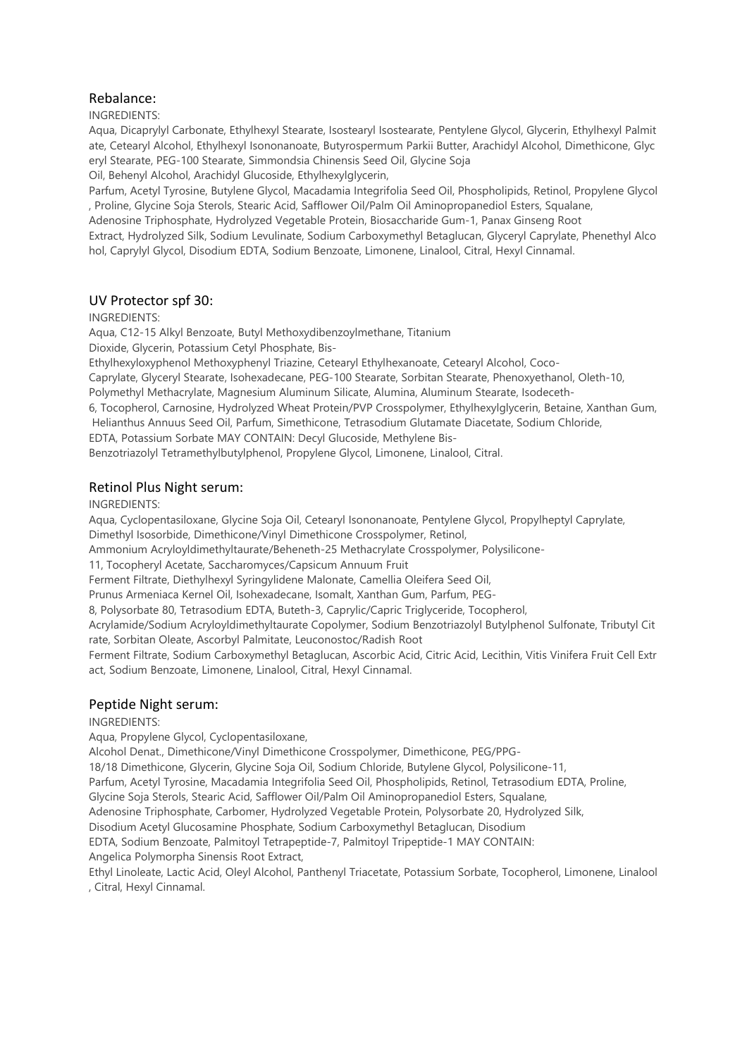## Rebalance:

INGREDIENTS:

Aqua, Dicaprylyl Carbonate, Ethylhexyl Stearate, Isostearyl Isostearate, Pentylene Glycol, Glycerin, Ethylhexyl Palmitate, Cetearyl Alcohol, Ethylhexyl Isononanoate, Butyrospermum Parkii Butter, Arachidyl Alcohol, Dimethicone, Glyceryl Stearate, PEG-100 Stearate, Simmondsia Chinensis Seed Oil, Glycine Soja Oil, Behenyl Alcohol, Arachidyl Glucoside, Ethylhexylglycerin, Parfum, Acetyl Tyrosine, Butylene Glycol, Macadamia Integrifolia Seed Oil, Phospholipids, Retinol, Propylene Glycol, Proline, Glycine Soja Sterols, Stearic Acid, Safflower Oil/Palm Oil Aminopropanediol Esters, Squalane, Adenosine Triphosphate, Hydrolyzed Vegetable Protein, Biosaccharide Gum-1, Panax Ginseng Root Extract, Hydrolyzed Silk, Sodium Levulinate, Sodium Carboxymethyl Betaglucan, Glyceryl Caprylate, Phenethyl Alcohol, Caprylyl Glycol, Disodium EDTA, Sodium Benzoate, Limonene, Linalool, Citral, Hexyl Cinnamal.

## UV Protector spf 30:

INGREDIENTS:

Aqua, C12-15 Alkyl Benzoate, Butyl Methoxydibenzoylmethane, Titanium Dioxide, Glycerin, Potassium Cetyl Phosphate, Bis-Ethylhexyloxyphenol Methoxyphenyl Triazine, Cetearyl Ethylhexanoate, Cetearyl Alcohol, Coco-Caprylate, Glyceryl Stearate, Isohexadecane, PEG-100 Stearate, Sorbitan Stearate, Phenoxyethanol, Oleth-10, Polymethyl Methacrylate, Magnesium Aluminum Silicate, Alumina, Aluminum Stearate, Isoceteth-6, Tocopherol, Carnosine, Hydrolyzed Wheat Protein/PVP Crosspolymer, Ethylhexylglycerin, Betaine, Xanthan Gum, Helianthus Annuus Seed Oil, Parfum, Simethicone, Tetrasodium Glutamate Diacetate, Sodium Chloride, EDTA, Potassium Sorbate MAY CONTAIN: Decyl Glucoside, Methylene Bis-Benzotriazolyl Tetramethylbutylphenol, Propylene Glycol, Limonene, Linalool, Citral.

## Retinol Plus Night serum:

INGREDIENTS:

Aqua, Cyclopentasiloxane, Glycine Soja Oil, Cetearyl Isononanoate, Pentylene Glycol, Propylheptyl Caprylate, Dimethyl Isosorbide, Dimethicone/Vinyl Dimethicone Crosspolymer, Retinol, Ammonium Acryloyldimethyltaurate/Beheneth-25 Methacrylate Crosspolymer, Polysilicone-11, Tocopheryl Acetate, Saccharomyces/Capsicum Annuum Fruit Ferment Filtrate, Diethylhexyl Syringylidene Malonate, Camellia Oleifera Seed Oil, Prunus Armeniaca Kernel Oil, Isohexadecane, Isomalt, Xanthan Gum, Parfum, PEG-8, Polysorbate 80, Tetrasodium EDTA, Buteth-3, Caprylic/Capric Triglyceride, Tocopherol, Acrylamide/Sodium Acryloyldimethyltaurate Copolymer, Sodium Benzotriazolyl Butylphenol Sulfonate, Tributyl Citrate, Sorbitan Oleate, Ascorbyl Palmitate, Leuconostoc/Radish Root Ferment Filtrate, Sodium Carboxymethyl Betaglucan, Ascorbic Acid, Citric Acid, Lecithin, Vitis Vinifera Fruit Cell Extract, Sodium Benzoate, Limonene, Linalool, Citral, Hexyl Cinnamal.

## Peptide Night serum:

INGREDIENTS:

Aqua, Propylene Glycol, Cyclopentasiloxane, Alcohol Denat., Dimethicone/Vinyl Dimethicone Crosspolymer, Dimethicone, PEG/PPG-18/18 Dimethicone, Glycerin, Glycine Soja Oil, Sodium Chloride, Butylene Glycol, Polysilicone-11, Parfum, Acetyl Tyrosine, Macadamia Integrifolia Seed Oil, Phospholipids, Retinol, Tetrasodium EDTA, Proline, Glycine Soja Sterols, Stearic Acid, Safflower Oil/Palm Oil Aminopropanediol Esters, Squalane, Adenosine Triphosphate, Carbomer, Hydrolyzed Vegetable Protein, Polysorbate 20, Hydrolyzed Silk, Disodium Acetyl Glucosamine Phosphate, Sodium Carboxymethyl Betaglucan, Disodium EDTA, Sodium Benzoate, Palmitoyl Tetrapeptide-7, Palmitoyl Tripeptide-1 MAY CONTAIN: Angelica Polymorpha Sinensis Root Extract, Ethyl Linoleate, Lactic Acid, Oleyl Alcohol, Panthenyl Triacetate, Potassium Sorbate, Tocopherol, Limonene, Linalool, Citral, Hexyl Cinnamal.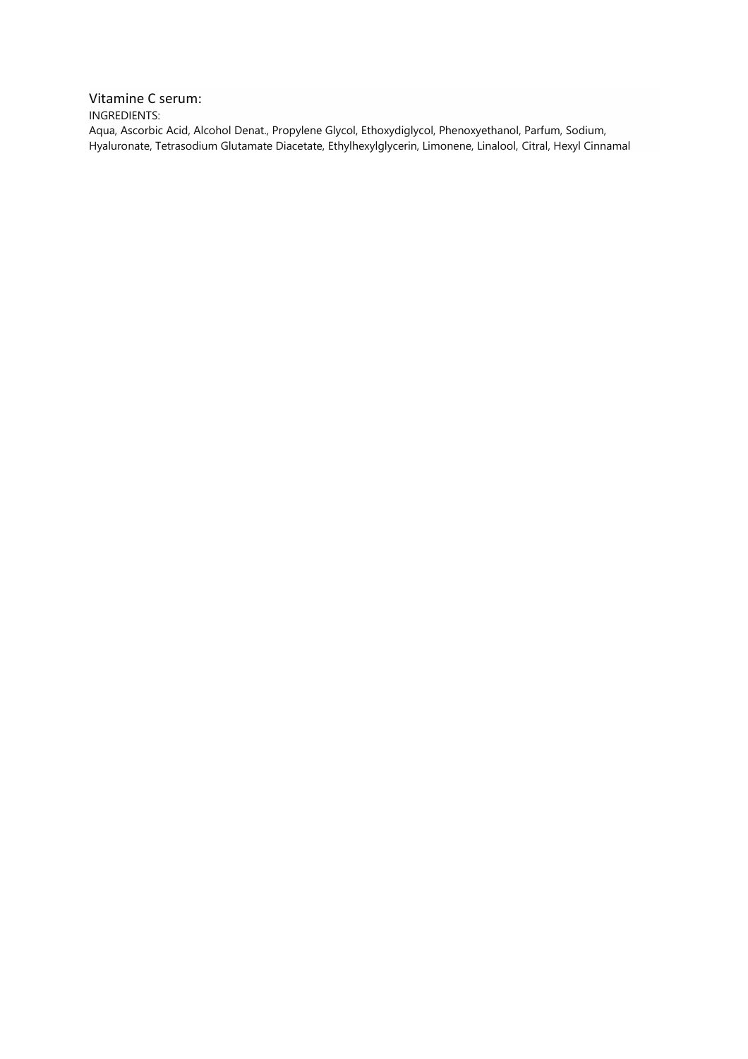Vitamine C serum:

INGREDIENTS:

Aqua, Ascorbic Acid, Alcohol Denat., Propylene Glycol, Ethoxydiglycol, Phenoxyethanol, Parfum, Sodium, Hyaluronate, Tetrasodium Glutamate Diacetate, Ethylhexylglycerin, Limonene, Linalool, Citral, Hexyl Cinnamal